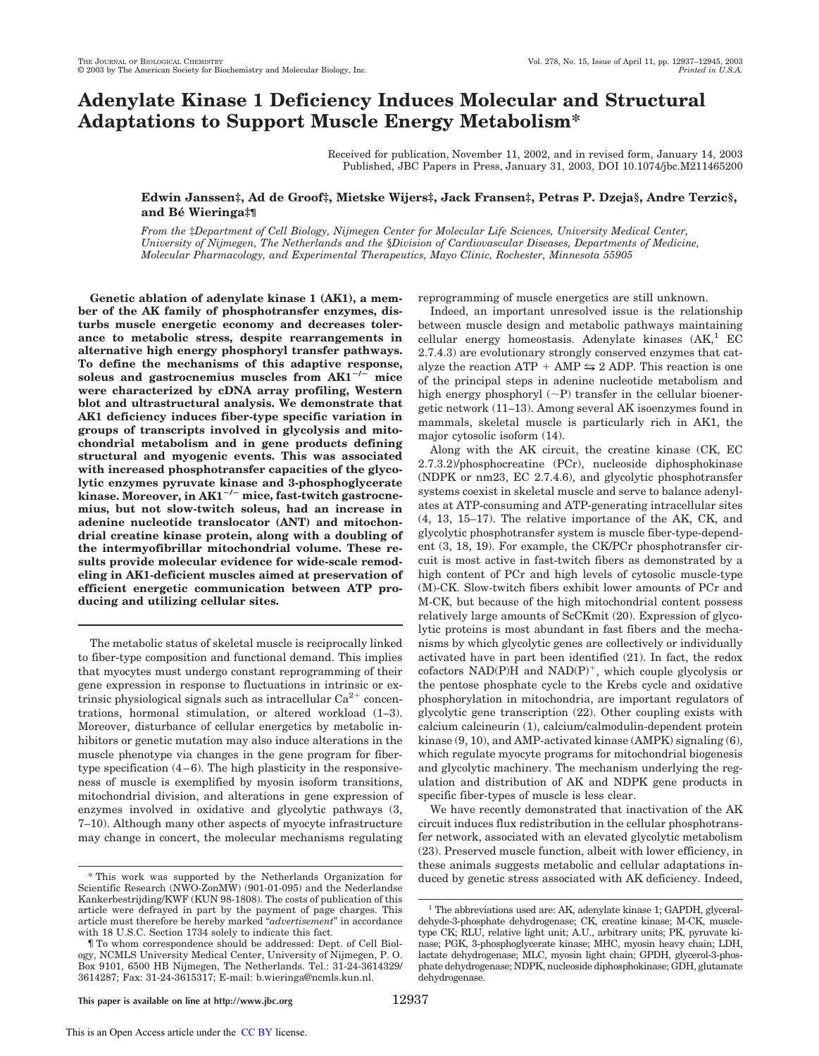# Adenylate Kinase 1 Deficiency Induces Molecular and Structural Adaptations to Support Muscle Energy Metabolism*

Received for publication, November 11, 2002, and in revised form, January 14, 2003
Published, JBC Papers in Press, January 31, 2003, DOI 10.1074/jbc.M211465200

**Edwin Janssen‡, Ad de Groof‡, Mietske Wijers‡, Jack Fransen‡, Petras P. Dzeja§, Andre Terzic§, and Bé Wieringa‡¶**

*From the* ‡*Department of Cell Biology, Nijmegen Center for Molecular Life Sciences, University Medical Center, University of Nijmegen, The Netherlands and the* §*Division of Cardiovascular Diseases, Departments of Medicine, Molecular Pharmacology, and Experimental Therapeutics, Mayo Clinic, Rochester, Minnesota 55905*

**Genetic ablation of adenylate kinase 1 (AK1), a member of the AK family of phosphotransfer enzymes, disturbs muscle energetic economy and decreases tolerance to metabolic stress, despite rearrangements in alternative high energy phosphoryl transfer pathways. To define the mechanisms of this adaptive response, soleus and gastrocnemius muscles from AK1$^{-/-}$ mice were characterized by cDNA array profiling, Western blot and ultrastructural analysis. We demonstrate that AK1 deficiency induces fiber-type specific variation in groups of transcripts involved in glycolysis and mitochondrial metabolism and in gene products defining structural and myogenic events. This was associated with increased phosphotransfer capacities of the glycolytic enzymes pyruvate kinase and 3-phosphoglycerate kinase. Moreover, in AK1$^{-/-}$ mice, fast-twitch gastrocnemius, but not slow-twitch soleus, had an increase in adenine nucleotide translocator (ANT) and mitochondrial creatine kinase protein, along with a doubling of the intermyofibrillar mitochondrial volume. These results provide molecular evidence for wide-scale remodeling in AK1-deficient muscles aimed at preservation of efficient energetic communication between ATP producing and utilizing cellular sites.**

The metabolic status of skeletal muscle is reciprocally linked to fiber-type composition and functional demand. This implies that myocytes must undergo constant reprogramming of their gene expression in response to fluctuations in intrinsic or extrinsic physiological signals such as intracellular $Ca^{2+}$ concentrations, hormonal stimulation, or altered workload (1–3). Moreover, disturbance of cellular energetics by metabolic inhibitors or genetic mutation may also induce alterations in the muscle phenotype via changes in the gene program for fiber-type specification (4–6). The high plasticity in the responsiveness of muscle is exemplified by myosin isoform transitions, mitochondrial division, and alterations in gene expression of enzymes involved in oxidative and glycolytic pathways (3, 7–10). Although many other aspects of myocyte infrastructure may change in concert, the molecular mechanisms regulating reprogramming of muscle energetics are still unknown.

Indeed, an important unresolved issue is the relationship between muscle design and metabolic pathways maintaining cellular energy homeostasis. Adenylate kinases (AK,[1] EC 2.7.4.3) are evolutionary strongly conserved enzymes that catalyze the reaction ATP + AMP ⇆ 2 ADP. This reaction is one of the principal steps in adenine nucleotide metabolism and high energy phosphoryl (~P) transfer in the cellular bioenergetic network (11–13). Among several AK isoenzymes found in mammals, skeletal muscle is particularly rich in AK1, the major cytosolic isoform (14).

Along with the AK circuit, the creatine kinase (CK, EC 2.7.3.2)/phosphocreatine (PCr), nucleoside diphosphokinase (NDPK or nm23, EC 2.7.4.6), and glycolytic phosphotransfer systems coexist in skeletal muscle and serve to balance adenylates at ATP-consuming and ATP-generating intracellular sites (4, 13, 15–17). The relative importance of the AK, CK, and glycolytic phosphotransfer system is muscle fiber-type-dependent (3, 18, 19). For example, the CK/PCr phosphotransfer circuit is most active in fast-twitch fibers as demonstrated by a high content of PCr and high levels of cytosolic muscle-type (M)-CK. Slow-twitch fibers exhibit lower amounts of PCr and M-CK, but because of the high mitochondrial content possess relatively large amounts of ScCKmit (20). Expression of glycolytic proteins is most abundant in fast fibers and the mechanisms by which glycolytic genes are collectively or individually activated have in part been identified (21). In fact, the redox cofactors NAD(P)H and NAD(P)$^+$, which couple glycolysis or the pentose phosphate cycle to the Krebs cycle and oxidative phosphorylation in mitochondria, are important regulators of glycolytic gene transcription (22). Other coupling exists with calcium calcineurin (1), calcium/calmodulin-dependent protein kinase (9, 10), and AMP-activated kinase (AMPK) signaling (6), which regulate myocyte programs for mitochondrial biogenesis and glycolytic machinery. The mechanism underlying the regulation and distribution of AK and NDPK gene products in specific fiber-types of muscle is less clear.

We have recently demonstrated that inactivation of the AK circuit induces flux redistribution in the cellular phosphotransfer network, associated with an elevated glycolytic metabolism (23). Preserved muscle function, albeit with lower efficiency, in these animals suggests metabolic and cellular adaptations induced by genetic stress associated with AK deficiency. Indeed,

\* This work was supported by the Netherlands Organization for Scientific Research (NWO-ZonMW) (901-01-095) and the Nederlandse Kankerbestrijding/KWF (KUN 98-1808). The costs of publication of this article were defrayed in part by the payment of page charges. This article must therefore be hereby marked "*advertisement*" in accordance with 18 U.S.C. Section 1734 solely to indicate this fact.

¶ To whom correspondence should be addressed: Dept. of Cell Biology, NCMLS University Medical Center, University of Nijmegen, P. O. Box 9101, 6500 HB Nijmegen, The Netherlands. Tel.: 31-24-3614329/3614287; Fax: 31-24-3615317; E-mail: b.wieringa@ncmls.kun.nl.

[1] The abbreviations used are: AK, adenylate kinase 1; GAPDH, glyceraldehyde-3-phosphate dehydrogenase; CK, creatine kinase; M-CK, muscle-type CK; RLU, relative light unit; A.U., arbitrary units; PK, pyruvate kinase; PGK, 3-phosphoglycerate kinase; MHC, myosin heavy chain; LDH, lactate dehydrogenase; MLC, myosin light chain; GPDH, glycerol-3-phosphate dehydrogenase; NDPK, nucleoside diphosphokinase; GDH, glutamate dehydrogenase.

This paper is available on line at http://www.jbc.org

This is an Open Access article under the CC BY license.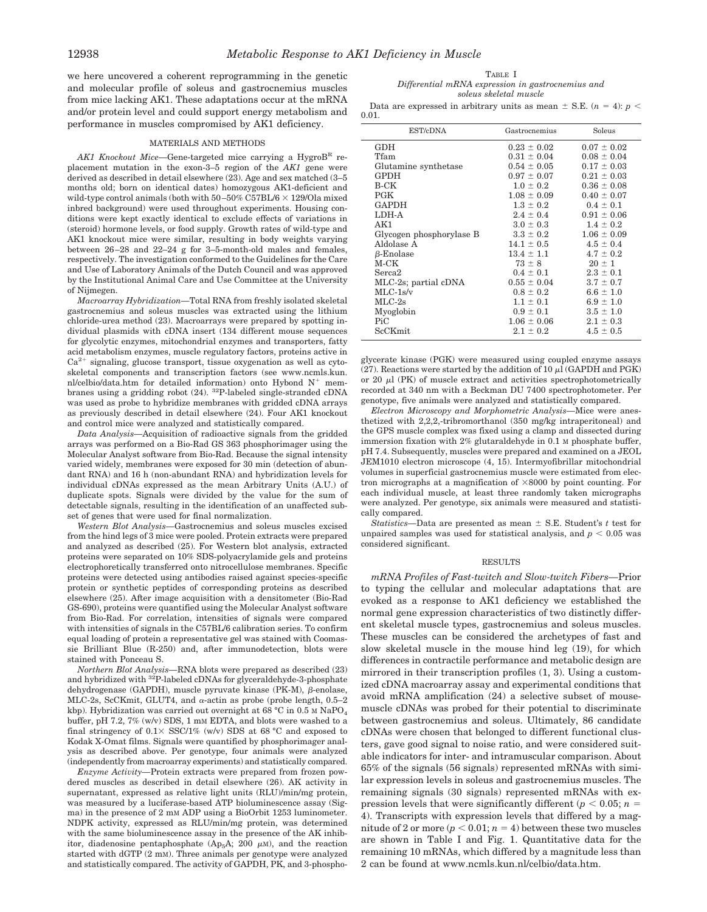we here uncovered a coherent reprogramming in the genetic and molecular profile of soleus and gastrocnemius muscles from mice lacking AK1. These adaptations occur at the mRNA and/or protein level and could support energy metabolism and performance in muscles compromised by AK1 deficiency.

## MATERIALS AND METHODS

*AK1 Knockout Mice*—Gene-targeted mice carrying a Hygro$B^R$ replacement mutation in the exon-3–5 region of the *AK1* gene were derived as described in detail elsewhere (23). Age and sex matched (3–5 months old; born on identical dates) homozygous AK1-deficient and wild-type control animals (both with 50–50% C57BL/6 × 129/Ola mixed inbred background) were used throughout experiments. Housing conditions were kept exactly identical to exclude effects of variations in (steroid) hormone levels, or food supply. Growth rates of wild-type and AK1 knockout mice were similar, resulting in body weights varying between 26–28 and 22–24 g for 3–5-month-old males and females, respectively. The investigation conformed to the Guidelines for the Care and Use of Laboratory Animals of the Dutch Council and was approved by the Institutional Animal Care and Use Committee at the University of Nijmegen.

*Macroarray Hybridization*—Total RNA from freshly isolated skeletal gastrocnemius and soleus muscles was extracted using the lithium chloride-urea method (23). Macroarrays were prepared by spotting individual plasmids with cDNA insert (134 different mouse sequences for glycolytic enzymes, mitochondrial enzymes and transporters, fatty acid metabolism enzymes, muscle regulatory factors, proteins active in $Ca^{2+}$ signaling, glucose transport, tissue oxygenation as well as cytoskeletal components and transcription factors (see www.ncmls.kun.nl/celbio/data.htm for detailed information) onto Hybond $N^+$ membranes using a gridding robot (24). $^{32}$P-labeled single-stranded cDNA was used as probe to hybridize membranes with gridded cDNA arrays as previously described in detail elsewhere (24). Four AK1 knockout and control mice were analyzed and statistically compared.

*Data Analysis*—Acquisition of radioactive signals from the gridded arrays was performed on a Bio-Rad GS 363 phosphorimager using the Molecular Analyst software from Bio-Rad. Because the signal intensity varied widely, membranes were exposed for 30 min (detection of abundant RNA) and 16 h (non-abundant RNA) and hybridization levels for individual cDNAs expressed as the mean Arbitrary Units (A.U.) of duplicate spots. Signals were divided by the value for the sum of detectable signals, resulting in the identification of an unaffected subset of genes that were used for final normalization.

*Western Blot Analysis*—Gastrocnemius and soleus muscles excised from the hind legs of 3 mice were pooled. Protein extracts were prepared and analyzed as described (25). For Western blot analysis, extracted proteins were separated on 10% SDS-polyacrylamide gels and proteins electrophoretically transferred onto nitrocellulose membranes. Specific proteins were detected using antibodies raised against species-specific protein or synthetic peptides of corresponding proteins as described elsewhere (25). After image acquisition with a densitometer (Bio-Rad GS-690), proteins were quantified using the Molecular Analyst software from Bio-Rad. For correlation, intensities of signals were compared with intensities of signals in the C57BL/6 calibration series. To confirm equal loading of protein a representative gel was stained with Coomassie Brilliant Blue (R-250) and, after immunodetection, blots were stained with Ponceau S.

*Northern Blot Analysis*—RNA blots were prepared as described (23) and hybridized with $^{32}$P-labeled cDNAs for glyceraldehyde-3-phosphate dehydrogenase (GAPDH), muscle pyruvate kinase (PK-M), β-enolase, MLC-2s, ScCKmit, GLUT4, and α-actin as probe (probe length, 0.5–2 kbp). Hybridization was carried out overnight at 68 °C in 0.5 M $NaPO_4$ buffer, pH 7.2, 7% (w/v) SDS, 1 mM EDTA, and blots were washed to a final stringency of 0.1× SSC/1% (w/v) SDS at 68 °C and exposed to Kodak X-Omat films. Signals were quantified by phosphorimager analysis as described above. Per genotype, four animals were analyzed (independently from macroarray experiments) and statistically compared.

*Enzyme Activity*—Protein extracts were prepared from frozen powdered muscles as described in detail elsewhere (26). AK activity in supernatant, expressed as relative light units (RLU)/min/mg protein, was measured by a luciferase-based ATP bioluminescence assay (Sigma) in the presence of 2 mM ADP using a BioOrbit 1253 luminometer. NDPK activity, expressed as RLU/min/mg protein, was determined with the same bioluminescence assay in the presence of the AK inhibitor, diadenosine pentaphosphate ($Ap_5A$; 200 μM), and the reaction started with dGTP (2 mM). Three animals per genotype were analyzed and statistically compared. The activity of GAPDH, PK, and 3-phosphoglycerate kinase (PGK) were measured using coupled enzyme assays (27). Reactions were started by the addition of 10 μl (GAPDH and PGK) or 20 μl (PK) of muscle extract and activities spectrophotometrically recorded at 340 nm with a Beckman DU 7400 spectrophotometer. Per genotype, five animals were analyzed and statistically compared.

*Electron Microscopy and Morphometric Analysis*—Mice were anesthetized with 2,2,2,-tribromorthanol (350 mg/kg intraperitoneal) and the GPS muscle complex was fixed using a clamp and dissected during immersion fixation with 2% glutaraldehyde in 0.1 M phosphate buffer, pH 7.4. Subsequently, muscles were prepared and examined on a JEOL JEM1010 electron microscope (4, 15). Intermyofibrillar mitochondrial volumes in superficial gastrocnemius muscle were estimated from electron micrographs at a magnification of ×8000 by point counting. For each individual muscle, at least three randomly taken micrographs were analyzed. Per genotype, six animals were measured and statistically compared.

*Statistics*—Data are presented as mean ± S.E. Student's *t* test for unpaired samples was used for statistical analysis, and $p < 0.05$ was considered significant.

TABLE I
*Differential mRNA expression in gastrocnemius and soleus skeletal muscle*

Data are expressed in arbitrary units as mean ± S.E. ($n = 4$): $p < 0.01$.

| EST/cDNA | Gastrocnemius | Soleus |
|---|---|---|
| GDH | 0.23 ± 0.02 | 0.07 ± 0.02 |
| Tfam | 0.31 ± 0.04 | 0.08 ± 0.04 |
| Glutamine synthetase | 0.54 ± 0.05 | 0.17 ± 0.03 |
| GPDH | 0.97 ± 0.07 | 0.21 ± 0.03 |
| B-CK | 1.0 ± 0.2 | 0.36 ± 0.08 |
| PGK | 1.08 ± 0.09 | 0.40 ± 0.07 |
| GAPDH | 1.3 ± 0.2 | 0.4 ± 0.1 |
| LDH-A | 2.4 ± 0.4 | 0.91 ± 0.06 |
| AK1 | 3.0 ± 0.3 | 1.4 ± 0.2 |
| Glycogen phosphorylase B | 3.3 ± 0.2 | 1.06 ± 0.09 |
| Aldolase A | 14.1 ± 0.5 | 4.5 ± 0.4 |
| β-Enolase | 13.4 ± 1.1 | 4.7 ± 0.2 |
| M-CK | 73 ± 8 | 20 ± 1 |
| Serca2 | 0.4 ± 0.1 | 2.3 ± 0.1 |
| MLC-2s; partial cDNA | 0.55 ± 0.04 | 3.7 ± 0.7 |
| MLC-1s/v | 0.8 ± 0.2 | 6.6 ± 1.0 |
| MLC-2s | 1.1 ± 0.1 | 6.9 ± 1.0 |
| Myoglobin | 0.9 ± 0.1 | 3.5 ± 1.0 |
| PiC | 1.06 ± 0.06 | 2.1 ± 0.3 |
| ScCKmit | 2.1 ± 0.2 | 4.5 ± 0.5 |

## RESULTS

*mRNA Profiles of Fast-twitch and Slow-twitch Fibers*—Prior to typing the cellular and molecular adaptations that are evoked as a response to AK1 deficiency we established the normal gene expression characteristics of two distinctly different skeletal muscle types, gastrocnemius and soleus muscles. These muscles can be considered the archetypes of fast and slow skeletal muscle in the mouse hind leg (19), for which differences in contractile performance and metabolic design are mirrored in their transcription profiles (1, 3). Using a customized cDNA macroarray assay and experimental conditions that avoid mRNA amplification (24) a selective subset of mouse-muscle cDNAs was probed for their potential to discriminate between gastrocnemius and soleus. Ultimately, 86 candidate cDNAs were chosen that belonged to different functional clusters, gave good signal to noise ratio, and were considered suitable indicators for inter- and intramuscular comparison. About 65% of the signals (56 signals) represented mRNAs with similar expression levels in soleus and gastrocnemius muscles. The remaining signals (30 signals) represented mRNAs with expression levels that were significantly different ($p < 0.05$; $n = 4$). Transcripts with expression levels that differed by a magnitude of 2 or more ($p < 0.01$; $n = 4$) between these two muscles are shown in Table I and Fig. 1. Quantitative data for the remaining 10 mRNAs, which differed by a magnitude less than 2 can be found at www.ncmls.kun.nl/celbio/data.htm.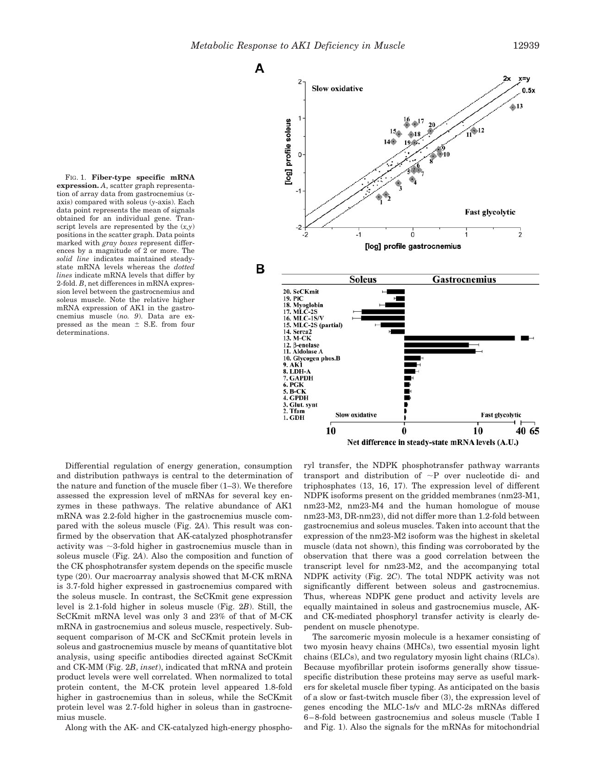FIG. 1. **Fiber-type specific mRNA expression.** *A*, scatter graph representation of array data from gastrocnemius (*x*-axis) compared with soleus (*y*-axis). Each data point represents the mean of signals obtained for an individual gene. Transcript levels are represented by the (*x*,*y*) positions in the scatter graph. Data points marked with *gray boxes* represent differences by a magnitude of 2 or more. The *solid line* indicates maintained steady-state mRNA levels whereas the *dotted lines* indicate mRNA levels that differ by 2-fold. *B*, net differences in mRNA expression level between the gastrocnemius and soleus muscle. Note the relative higher mRNA expression of AK1 in the gastrocnemius muscle (*no. 9*). Data are expressed as the mean ± S.E. from four determinations.

Differential regulation of energy generation, consumption and distribution pathways is central to the determination of the nature and function of the muscle fiber (1–3). We therefore assessed the expression level of mRNAs for several key enzymes in these pathways. The relative abundance of AK1 mRNA was 2.2-fold higher in the gastrocnemius muscle compared with the soleus muscle (Fig. 2*A*). This result was confirmed by the observation that AK-catalyzed phosphotransfer activity was ~3-fold higher in gastrocnemius muscle than in soleus muscle (Fig. 2*A*). Also the composition and function of the CK phosphotransfer system depends on the specific muscle type (20). Our macroarray analysis showed that M-CK mRNA is 3.7-fold higher expressed in gastrocnemius compared with the soleus muscle. In contrast, the ScCKmit gene expression level is 2.1-fold higher in soleus muscle (Fig. 2*B*). Still, the ScCKmit mRNA level was only 3 and 23% of that of M-CK mRNA in gastrocnemius and soleus muscle, respectively. Subsequent comparison of M-CK and ScCKmit protein levels in soleus and gastrocnemius muscle by means of quantitative blot analysis, using specific antibodies directed against ScCKmit and CK-MM (Fig. 2*B*, *inset*), indicated that mRNA and protein product levels were well correlated. When normalized to total protein content, the M-CK protein level appeared 1.8-fold higher in gastrocnemius than in soleus, while the ScCKmit protein level was 2.7-fold higher in soleus than in gastrocnemius muscle.

Along with the AK- and CK-catalyzed high-energy phosphoryl transfer, the NDPK phosphotransfer pathway warrants transport and distribution of ~P over nucleotide di- and triphosphates (13, 16, 17). The expression level of different NDPK isoforms present on the gridded membranes (nm23-M1, nm23-M2, nm23-M4 and the human homologue of mouse nm23-M3, DR-nm23), did not differ more than 1.2-fold between gastrocnemius and soleus muscles. Taken into account that the expression of the nm23-M2 isoform was the highest in skeletal muscle (data not shown), this finding was corroborated by the observation that there was a good correlation between the transcript level for nm23-M2, and the accompanying total NDPK activity (Fig. 2*C*). The total NDPK activity was not significantly different between soleus and gastrocnemius. Thus, whereas NDPK gene product and activity levels are equally maintained in soleus and gastrocnemius muscle, AK- and CK-mediated phosphoryl transfer activity is clearly dependent on muscle phenotype.

The sarcomeric myosin molecule is a hexamer consisting of two myosin heavy chains (MHCs), two essential myosin light chains (ELCs), and two regulatory myosin light chains (RLCs). Because myofibrillar protein isoforms generally show tissue-specific distribution these proteins may serve as useful markers for skeletal muscle fiber typing. As anticipated on the basis of a slow or fast-twitch muscle fiber (3), the expression level of genes encoding the MLC-1s/v and MLC-2s mRNAs differed 6–8-fold between gastrocnemius and soleus muscle (Table I and Fig. 1). Also the signals for the mRNAs for mitochondrial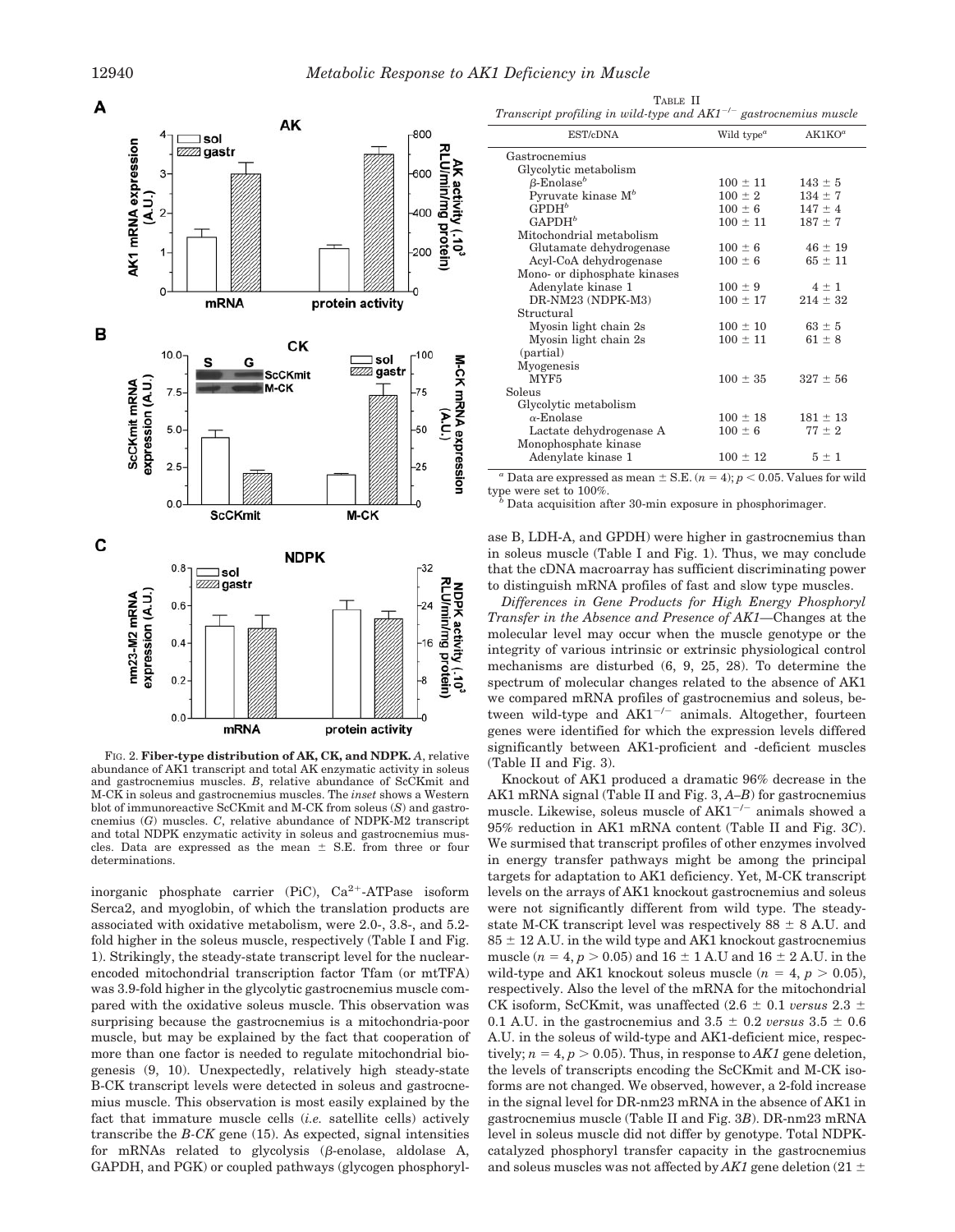FIG. 2. **Fiber-type distribution of AK, CK, and NDPK.** *A*, relative abundance of AK1 transcript and total AK enzymatic activity in soleus and gastrocnemius muscles. *B*, relative abundance of ScCKmit and M-CK in soleus and gastrocnemius muscles. The *inset* shows a Western blot of immunoreactive ScCKmit and M-CK from soleus (*S*) and gastrocnemius (*G*) muscles. *C*, relative abundance of NDPK-M2 transcript and total NDPK enzymatic activity in soleus and gastrocnemius muscles. Data are expressed as the mean ± S.E. from three or four determinations.

inorganic phosphate carrier (PiC), $Ca^{2+}$-ATPase isoform Serca2, and myoglobin, of which the translation products are associated with oxidative metabolism, were 2.0-, 3.8-, and 5.2-fold higher in the soleus muscle, respectively (Table I and Fig. 1). Strikingly, the steady-state transcript level for the nuclear-encoded mitochondrial transcription factor Tfam (or mtTFA) was 3.9-fold higher in the glycolytic gastrocnemius muscle compared with the oxidative soleus muscle. This observation was surprising because the gastrocnemius is a mitochondria-poor muscle, but may be explained by the fact that cooperation of more than one factor is needed to regulate mitochondrial biogenesis (9, 10). Unexpectedly, relatively high steady-state B-CK transcript levels were detected in soleus and gastrocnemius muscle. This observation is most easily explained by the fact that immature muscle cells (*i.e.* satellite cells) actively transcribe the *B-CK* gene (15). As expected, signal intensities for mRNAs related to glycolysis (β-enolase, aldolase A, GAPDH, and PGK) or coupled pathways (glycogen phosphorylase B, LDH-A, and GPDH) were higher in gastrocnemius than in soleus muscle (Table I and Fig. 1). Thus, we may conclude that the cDNA macroarray has sufficient discriminating power to distinguish mRNA profiles of fast and slow type muscles.

TABLE II
*Transcript profiling in wild-type and $AK1^{-/-}$ gastrocnemius muscle*

| EST/cDNA | Wild type[a] | AK1KO[a] |
|---|---|---|
| Gastrocnemius | | |
| Glycolytic metabolism | | |
| β-Enolase[b] | 100 ± 11 | 143 ± 5 |
| Pyruvate kinase M[b] | 100 ± 2 | 134 ± 7 |
| GPDH[b] | 100 ± 6 | 147 ± 4 |
| GAPDH[b] | 100 ± 11 | 187 ± 7 |
| Mitochondrial metabolism | | |
| Glutamate dehydrogenase | 100 ± 6 | 46 ± 19 |
| Acyl-CoA dehydrogenase | 100 ± 6 | 65 ± 11 |
| Mono- or diphosphate kinases | | |
| Adenylate kinase 1 | 100 ± 9 | 4 ± 1 |
| DR-NM23 (NDPK-M3) | 100 ± 17 | 214 ± 32 |
| Structural | | |
| Myosin light chain 2s | 100 ± 10 | 63 ± 5 |
| Myosin light chain 2s (partial) | 100 ± 11 | 61 ± 8 |
| Myogenesis | | |
| MYF5 | 100 ± 35 | 327 ± 56 |
| Soleus | | |
| Glycolytic metabolism | | |
| α-Enolase | 100 ± 18 | 181 ± 13 |
| Lactate dehydrogenase A | 100 ± 6 | 77 ± 2 |
| Monophosphate kinase | | |
| Adenylate kinase 1 | 100 ± 12 | 5 ± 1 |

[a] Data are expressed as mean ± S.E. ($n$ = 4); $p < 0.05$. Values for wild type were set to 100%.
[b] Data acquisition after 30-min exposure in phosphorimager.

*Differences in Gene Products for High Energy Phosphoryl Transfer in the Absence and Presence of AK1*—Changes at the molecular level may occur when the muscle genotype or the integrity of various intrinsic or extrinsic physiological control mechanisms are disturbed (6, 9, 25, 28). To determine the spectrum of molecular changes related to the absence of AK1 we compared mRNA profiles of gastrocnemius and soleus, between wild-type and $AK1^{-/-}$ animals. Altogether, fourteen genes were identified for which the expression levels differed significantly between AK1-proficient and -deficient muscles (Table II and Fig. 3).

Knockout of AK1 produced a dramatic 96% decrease in the AK1 mRNA signal (Table II and Fig. 3, *A*–*B*) for gastrocnemius muscle. Likewise, soleus muscle of $AK1^{-/-}$ animals showed a 95% reduction in AK1 mRNA content (Table II and Fig. 3*C*). We surmised that transcript profiles of other enzymes involved in energy transfer pathways might be among the principal targets for adaptation to AK1 deficiency. Yet, M-CK transcript levels on the arrays of AK1 knockout gastrocnemius and soleus were not significantly different from wild type. The steady-state M-CK transcript level was respectively 88 ± 8 A.U. and 85 ± 12 A.U. in the wild type and AK1 knockout gastrocnemius muscle ($n$ = 4, $p > 0.05$) and 16 ± 1 A.U and 16 ± 2 A.U. in the wild-type and AK1 knockout soleus muscle ($n$ = 4, $p > 0.05$), respectively. Also the level of the mRNA for the mitochondrial CK isoform, ScCKmit, was unaffected (2.6 ± 0.1 *versus* 2.3 ± 0.1 A.U. in the gastrocnemius and 3.5 ± 0.2 *versus* 3.5 ± 0.6 A.U. in the soleus of wild-type and AK1-deficient mice, respectively; $n$ = 4, $p > 0.05$). Thus, in response to *AK1* gene deletion, the levels of transcripts encoding the ScCKmit and M-CK isoforms are not changed. We observed, however, a 2-fold increase in the signal level for DR-nm23 mRNA in the absence of AK1 in gastrocnemius muscle (Table II and Fig. 3*B*). DR-nm23 mRNA level in soleus muscle did not differ by genotype. Total NDPK-catalyzed phosphoryl transfer capacity in the gastrocnemius and soleus muscles was not affected by *AK1* gene deletion (21 ±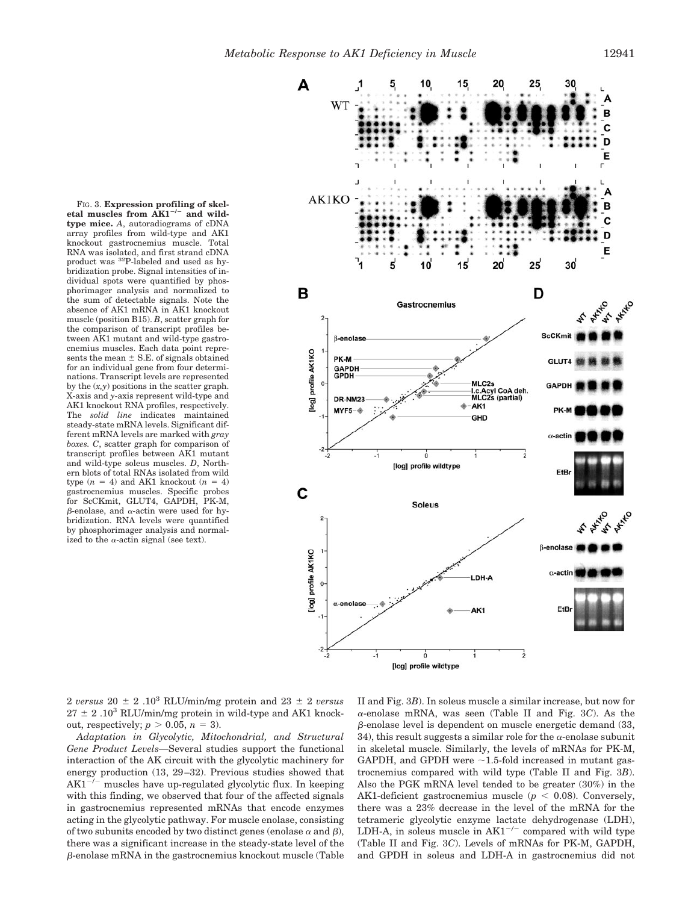FIG. 3. **Expression profiling of skeletal muscles from AK1$^{-/-}$ and wild-type mice.** *A*, autoradiograms of cDNA array profiles from wild-type and AK1 knockout gastrocnemius muscle. Total RNA was isolated, and first strand cDNA product was $^{32}$P-labeled and used as hybridization probe. Signal intensities of individual spots were quantified by phosphorimager analysis and normalized to the sum of detectable signals. Note the absence of AK1 mRNA in AK1 knockout muscle (position B15). *B*, scatter graph for the comparison of transcript profiles between AK1 mutant and wild-type gastrocnemius muscles. Each data point represents the mean ± S.E. of signals obtained for an individual gene from four determinations. Transcript levels are represented by the (*x*,*y*) positions in the scatter graph. X-axis and *y*-axis represent wild-type and AK1 knockout RNA profiles, respectively. The *solid line* indicates maintained steady-state mRNA levels. Significant different mRNA levels are marked with *gray boxes*. *C*, scatter graph for comparison of transcript profiles between AK1 mutant and wild-type soleus muscles. *D*, Northern blots of total RNAs isolated from wild type ($n$ = 4) and AK1 knockout ($n$ = 4) gastrocnemius muscles. Specific probes for ScCKmit, GLUT4, GAPDH, PK-M, β-enolase, and α-actin were used for hybridization. RNA levels were quantified by phosphorimager analysis and normalized to the α-actin signal (see text).

2 *versus* 20 ± 2 .10$^3$ RLU/min/mg protein and 23 ± 2 *versus* 27 ± 2 .10$^3$ RLU/min/mg protein in wild-type and AK1 knockout, respectively; $p > 0.05$, $n = 3$).

*Adaptation in Glycolytic, Mitochondrial, and Structural Gene Product Levels*—Several studies support the functional interaction of the AK circuit with the glycolytic machinery for energy production (13, 29–32). Previous studies showed that AK1$^{-/-}$ muscles have up-regulated glycolytic flux. In keeping with this finding, we observed that four of the affected signals in gastrocnemius represented mRNAs that encode enzymes acting in the glycolytic pathway. For muscle enolase, consisting of two subunits encoded by two distinct genes (enolase α and β), there was a significant increase in the steady-state level of the β-enolase mRNA in the gastrocnemius knockout muscle (Table II and Fig. 3*B*). In soleus muscle a similar increase, but now for α-enolase mRNA, was seen (Table II and Fig. 3*C*). As the β-enolase level is dependent on muscle energetic demand (33, 34), this result suggests a similar role for the α-enolase subunit in skeletal muscle. Similarly, the levels of mRNAs for PK-M, GAPDH, and GPDH were ~1.5-fold increased in mutant gastrocnemius compared with wild type (Table II and Fig. 3*B*). Also the PGK mRNA level tended to be greater (30%) in the AK1-deficient gastrocnemius muscle ($p < 0.08$). Conversely, there was a 23% decrease in the level of the mRNA for the tetrameric glycolytic enzyme lactate dehydrogenase (LDH), LDH-A, in soleus muscle in AK1$^{-/-}$ compared with wild type (Table II and Fig. 3*C*). Levels of mRNAs for PK-M, GAPDH, and GPDH in soleus and LDH-A in gastrocnemius did not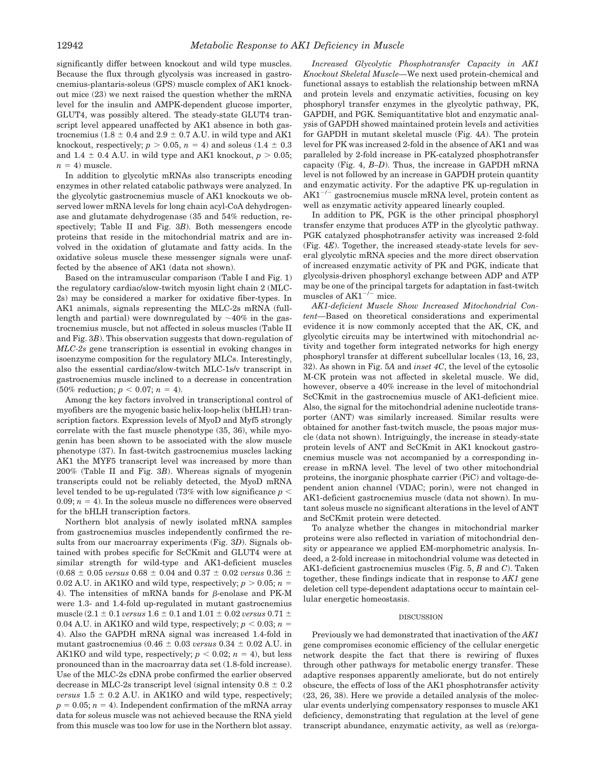significantly differ between knockout and wild type muscles. Because the flux through glycolysis was increased in gastrocnemius-plantaris-soleus (GPS) muscle complex of AK1 knockout mice (23) we next raised the question whether the mRNA level for the insulin and AMPK-dependent glucose importer, GLUT4, was possibly altered. The steady-state GLUT4 transcript level appeared unaffected by AK1 absence in both gastrocnemius ($1.8 \pm 0.4$ and $2.9 \pm 0.7$ A.U. in wild type and AK1 knockout, respectively; $p > 0.05$, $n = 4$) and soleus ($1.4 \pm 0.3$ and $1.4 \pm 0.4$ A.U. in wild type and AK1 knockout, $p > 0.05$; $n = 4$) muscle.

In addition to glycolytic mRNAs also transcripts encoding enzymes in other related catabolic pathways were analyzed. In the glycolytic gastrocnemius muscle of AK1 knockouts we observed lower mRNA levels for long chain acyl-CoA dehydrogenase and glutamate dehydrogenase (35 and 54% reduction, respectively; Table II and Fig. 3*B*). Both messengers encode proteins that reside in the mitochondrial matrix and are involved in the oxidation of glutamate and fatty acids. In the oxidative soleus muscle these messenger signals were unaffected by the absence of AK1 (data not shown).

Based on the intramuscular comparison (Table I and Fig. 1) the regulatory cardiac/slow-twitch myosin light chain 2 (MLC-2s) may be considered a marker for oxidative fiber-types. In AK1 animals, signals representing the MLC-2s mRNA (full-length and partial) were downregulated by ~40% in the gastrocnemius muscle, but not affected in soleus muscles (Table II and Fig. 3*B*). This observation suggests that down-regulation of *MLC-2s* gene transcription is essential in evoking changes in isoenzyme composition for the regulatory MLCs. Interestingly, also the essential cardiac/slow-twitch MLC-1s/v transcript in gastrocnemius muscle inclined to a decrease in concentration (50% reduction; $p < 0.07$; $n = 4$).

Among the key factors involved in transcriptional control of myofibers are the myogenic basic helix-loop-helix (bHLH) transcription factors. Expression levels of MyoD and Myf5 strongly correlate with the fast muscle phenotype (35, 36), while myogenin has been shown to be associated with the slow muscle phenotype (37). In fast-twitch gastrocnemius muscles lacking AK1 the MYF5 transcript level was increased by more than 200% (Table II and Fig. 3*B*). Whereas signals of myogenin transcripts could not be reliably detected, the MyoD mRNA level tended to be up-regulated (73% with low significance $p < 0.09$; $n = 4$). In the soleus muscle no differences were observed for the bHLH transcription factors.

Northern blot analysis of newly isolated mRNA samples from gastrocnemius muscles independently confirmed the results from our macroarray experiments (Fig. 3*D*). Signals obtained with probes specific for ScCKmit and GLUT4 were at similar strength for wild-type and AK1-deficient muscles ($0.68 \pm 0.05$ *versus* $0.68 \pm 0.04$ and $0.37 \pm 0.02$ *versus* $0.36 \pm 0.02$ A.U. in AK1KO and wild type, respectively; $p > 0.05$; $n = 4$). The intensities of mRNA bands for β-enolase and PK-M were 1.3- and 1.4-fold up-regulated in mutant gastrocnemius muscle ($2.1 \pm 0.1$ *versus* $1.6 \pm 0.1$ and $1.01 \pm 0.02$ *versus* $0.71 \pm 0.04$ A.U. in AK1KO and wild type, respectively; $p < 0.03$; $n = 4$). Also the GAPDH mRNA signal was increased 1.4-fold in mutant gastrocnemius ($0.46 \pm 0.03$ *versus* $0.34 \pm 0.02$ A.U. in AK1KO and wild type, respectively; $p < 0.02$; $n = 4$), but less pronounced than in the macroarray data set (1.8-fold increase). Use of the MLC-2s cDNA probe confirmed the earlier observed decrease in MLC-2s transcript level (signal intensity $0.8 \pm 0.2$ *versus* $1.5 \pm 0.2$ A.U. in AK1KO and wild type, respectively; $p = 0.05$; $n = 4$). Independent confirmation of the mRNA array data for soleus muscle was not achieved because the RNA yield from this muscle was too low for use in the Northern blot assay.

*Increased Glycolytic Phosphotransfer Capacity in AK1 Knockout Skeletal Muscle*—We next used protein-chemical and functional assays to establish the relationship between mRNA and protein levels and enzymatic activities, focusing on key phosphoryl transfer enzymes in the glycolytic pathway, PK, GAPDH, and PGK. Semiquantitative blot and enzymatic analysis of GAPDH showed maintained protein levels and activities for GAPDH in mutant skeletal muscle (Fig. 4*A*). The protein level for PK was increased 2-fold in the absence of AK1 and was paralleled by 2-fold increase in PK-catalyzed phosphotransfer capacity (Fig. 4, *B*–*D*). Thus, the increase in GAPDH mRNA level is not followed by an increase in GAPDH protein quantity and enzymatic activity. For the adaptive PK up-regulation in $AK1^{-/-}$ gastrocnemius muscle mRNA level, protein content as well as enzymatic activity appeared linearly coupled.

In addition to PK, PGK is the other principal phosphoryl transfer enzyme that produces ATP in the glycolytic pathway. PGK catalyzed phosphotransfer activity was increased 2-fold (Fig. 4*E*). Together, the increased steady-state levels for several glycolytic mRNA species and the more direct observation of increased enzymatic activity of PK and PGK, indicate that glycolysis-driven phosphoryl exchange between ADP and ATP may be one of the principal targets for adaptation in fast-twitch muscles of $AK1^{-/-}$ mice.

*AK1-deficient Muscle Show Increased Mitochondrial Content*—Based on theoretical considerations and experimental evidence it is now commonly accepted that the AK, CK, and glycolytic circuits may be intertwined with mitochondrial activity and together form integrated networks for high energy phosphoryl transfer at different subcellular locales (13, 16, 23, 32). As shown in Fig. 5*A* and *inset 4C*, the level of the cytosolic M-CK protein was not affected in skeletal muscle. We did, however, observe a 40% increase in the level of mitochondrial ScCKmit in the gastrocnemius muscle of AK1-deficient mice. Also, the signal for the mitochondrial adenine nucleotide transporter (ANT) was similarly increased. Similar results were obtained for another fast-twitch muscle, the psoas major muscle (data not shown). Intriguingly, the increase in steady-state protein levels of ANT and ScCKmit in AK1 knockout gastrocnemius muscle was not accompanied by a corresponding increase in mRNA level. The level of two other mitochondrial proteins, the inorganic phosphate carrier (PiC) and voltage-dependent anion channel (VDAC; porin), were not changed in AK1-deficient gastrocnemius muscle (data not shown). In mutant soleus muscle no significant alterations in the level of ANT and ScCKmit protein were detected.

To analyze whether the changes in mitochondrial marker proteins were also reflected in variation of mitochondrial density or appearance we applied EM-morphometric analysis. Indeed, a 2-fold increase in mitochondrial volume was detected in AK1-deficient gastrocnemius muscles (Fig. 5, *B* and *C*). Taken together, these findings indicate that in response to *AK1* gene deletion cell type-dependent adaptations occur to maintain cellular energetic homeostasis.

## DISCUSSION

Previously we had demonstrated that inactivation of the *AK1* gene compromises economic efficiency of the cellular energetic network despite the fact that there is rewiring of fluxes through other pathways for metabolic energy transfer. These adaptive responses apparently ameliorate, but do not entirely obscure, the effects of loss of the AK1 phosphotransfer activity (23, 26, 38). Here we provide a detailed analysis of the molecular events underlying compensatory responses to muscle AK1 deficiency, demonstrating that regulation at the level of gene transcript abundance, enzymatic activity, as well as (re)orga-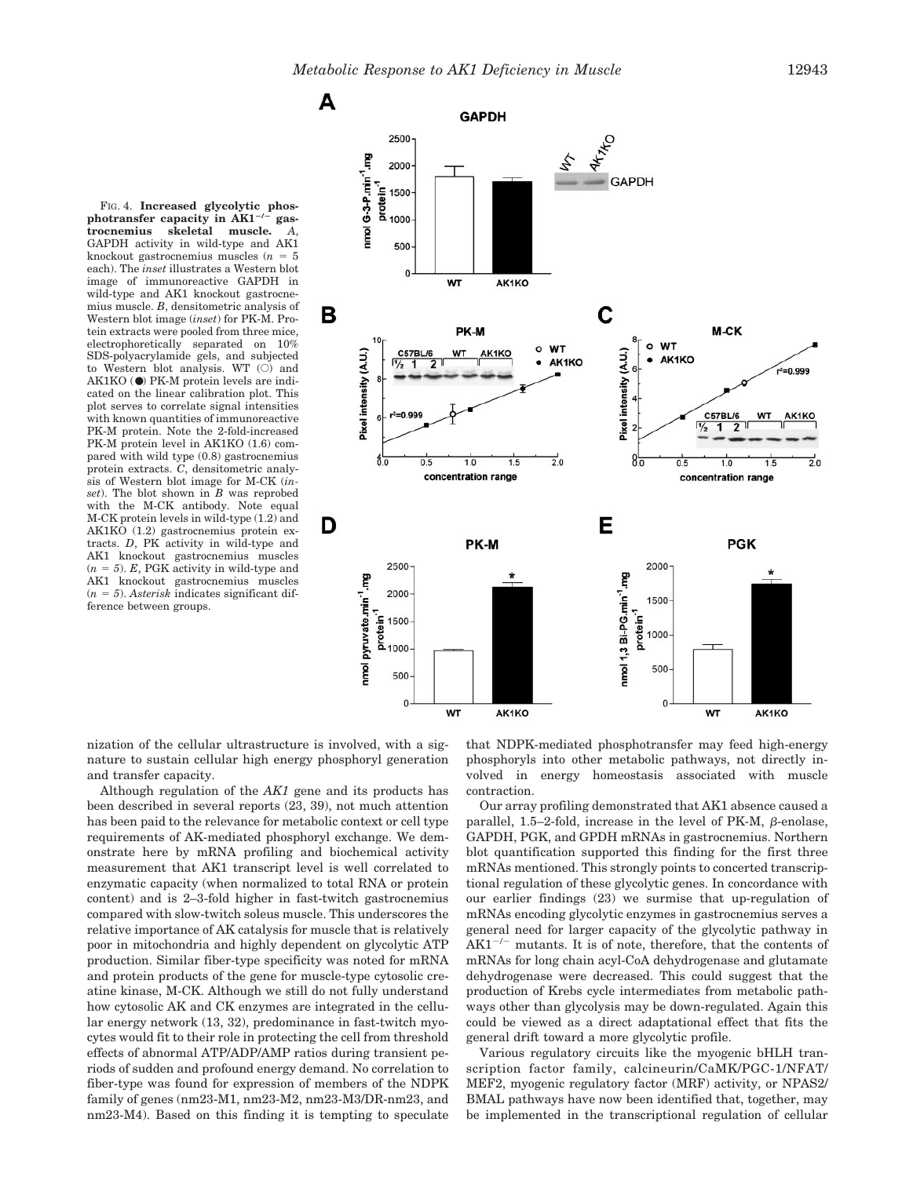FIG. 4. **Increased glycolytic phosphotransfer capacity in AK1$^{-/-}$ gastrocnemius skeletal muscle.** *A*, GAPDH activity in wild-type and AK1 knockout gastrocnemius muscles ($n = 5$ each). The *inset* illustrates a Western blot image of immunoreactive GAPDH in wild-type and AK1 knockout gastrocnemius muscle. *B*, densitometric analysis of Western blot image (*inset*) for PK-M. Protein extracts were pooled from three mice, electrophoretically separated on 10% SDS-polyacrylamide gels, and subjected to Western blot analysis. WT (○) and AK1KO (●) PK-M protein levels are indicated on the linear calibration plot. This plot serves to correlate signal intensities with known quantities of immunoreactive PK-M protein. Note the 2-fold-increased PK-M protein level in AK1KO (1.6) compared with wild type (0.8) gastrocnemius protein extracts. *C*, densitometric analysis of Western blot image for M-CK (*inset*). The blot shown in *B* was reprobed with the M-CK antibody. Note equal M-CK protein levels in wild-type (1.2) and AK1KO (1.2) gastrocnemius protein extracts. *D*, PK activity in wild-type and AK1 knockout gastrocnemius muscles ($n = 5$). *E*, PGK activity in wild-type and AK1 knockout gastrocnemius muscles ($n = 5$). *Asterisk* indicates significant difference between groups.

nization of the cellular ultrastructure is involved, with a signature to sustain cellular high energy phosphoryl generation and transfer capacity.

Although regulation of the *AK1* gene and its products has been described in several reports (23, 39), not much attention has been paid to the relevance for metabolic context or cell type requirements of AK-mediated phosphoryl exchange. We demonstrate here by mRNA profiling and biochemical activity measurement that AK1 transcript level is well correlated to enzymatic capacity (when normalized to total RNA or protein content) and is 2–3-fold higher in fast-twitch gastrocnemius compared with slow-twitch soleus muscle. This underscores the relative importance of AK catalysis for muscle that is relatively poor in mitochondria and highly dependent on glycolytic ATP production. Similar fiber-type specificity was noted for mRNA and protein products of the gene for muscle-type cytosolic creatine kinase, M-CK. Although we still do not fully understand how cytosolic AK and CK enzymes are integrated in the cellular energy network (13, 32), predominance in fast-twitch myocytes would fit to their role in protecting the cell from threshold effects of abnormal ATP/ADP/AMP ratios during transient periods of sudden and profound energy demand. No correlation to fiber-type was found for expression of members of the NDPK family of genes (nm23-M1, nm23-M2, nm23-M3/DR-nm23, and nm23-M4). Based on this finding it is tempting to speculate that NDPK-mediated phosphotransfer may feed high-energy phosphoryls into other metabolic pathways, not directly involved in energy homeostasis associated with muscle contraction.

Our array profiling demonstrated that AK1 absence caused a parallel, 1.5–2-fold, increase in the level of PK-M, β-enolase, GAPDH, PGK, and GPDH mRNAs in gastrocnemius. Northern blot quantification supported this finding for the first three mRNAs mentioned. This strongly points to concerted transcriptional regulation of these glycolytic genes. In concordance with our earlier findings (23) we surmise that up-regulation of mRNAs encoding glycolytic enzymes in gastrocnemius serves a general need for larger capacity of the glycolytic pathway in AK1$^{-/-}$ mutants. It is of note, therefore, that the contents of mRNAs for long chain acyl-CoA dehydrogenase and glutamate dehydrogenase were decreased. This could suggest that the production of Krebs cycle intermediates from metabolic pathways other than glycolysis may be down-regulated. Again this could be viewed as a direct adaptational effect that fits the general drift toward a more glycolytic profile.

Various regulatory circuits like the myogenic bHLH transcription factor family, calcineurin/CaMK/PGC-1/NFAT/MEF2, myogenic regulatory factor (MRF) activity, or NPAS2/BMAL pathways have now been identified that, together, may be implemented in the transcriptional regulation of cellular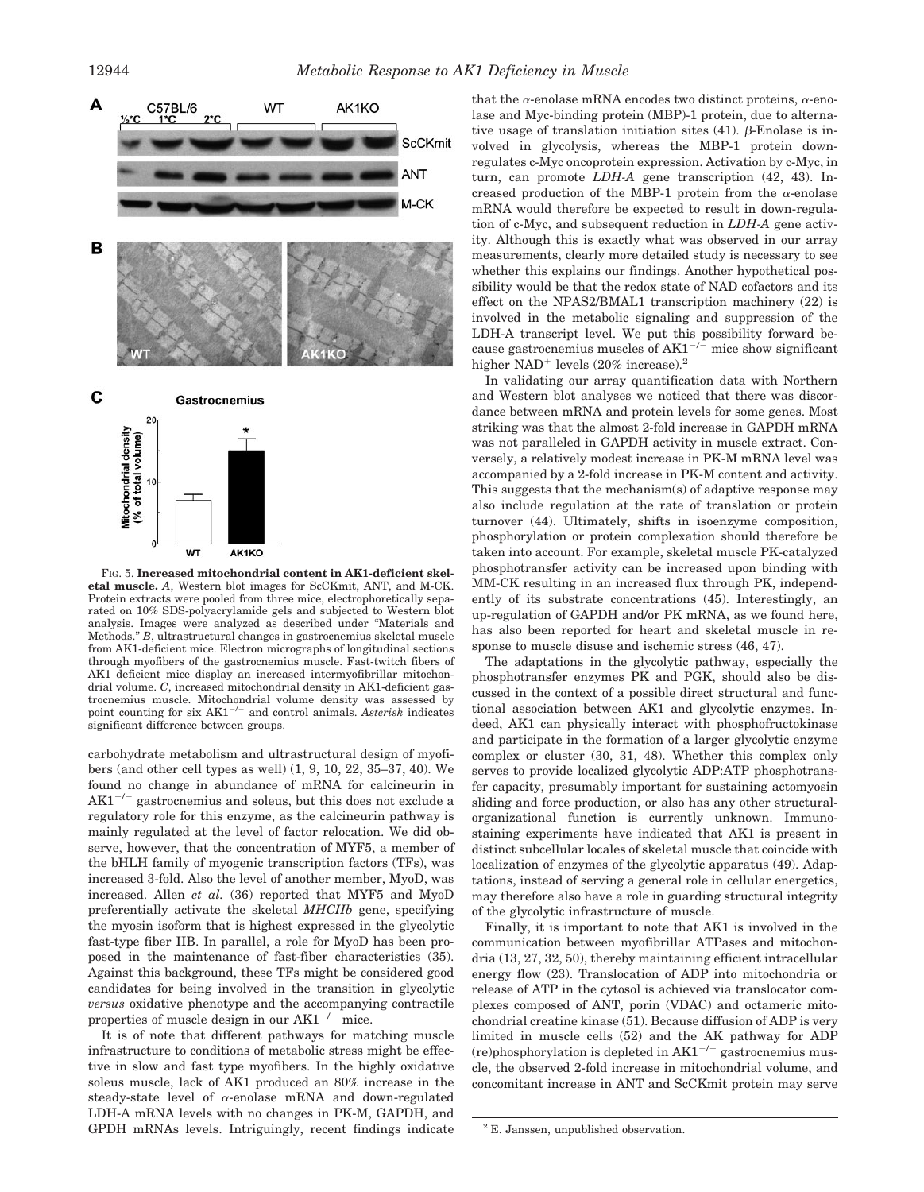FIG. 5. **Increased mitochondrial content in AK1-deficient skeletal muscle.** *A*, Western blot images for ScCKmit, ANT, and M-CK. Protein extracts were pooled from three mice, electrophoretically separated on 10% SDS-polyacrylamide gels and subjected to Western blot analysis. Images were analyzed as described under "Materials and Methods." *B*, ultrastructural changes in gastrocnemius skeletal muscle from AK1-deficient mice. Electron micrographs of longitudinal sections through myofibers of the gastrocnemius muscle. Fast-twitch fibers of AK1 deficient mice display an increased intermyofibrillar mitochondrial volume. *C*, increased mitochondrial density in AK1-deficient gastrocnemius muscle. Mitochondrial volume density was assessed by point counting for six $AK1^{-/-}$ and control animals. *Asterisk* indicates significant difference between groups.

carbohydrate metabolism and ultrastructural design of myofibers (and other cell types as well) (1, 9, 10, 22, 35–37, 40). We found no change in abundance of mRNA for calcineurin in $AK1^{-/-}$ gastrocnemius and soleus, but this does not exclude a regulatory role for this enzyme, as the calcineurin pathway is mainly regulated at the level of factor relocation. We did observe, however, that the concentration of MYF5, a member of the bHLH family of myogenic transcription factors (TFs), was increased 3-fold. Also the level of another member, MyoD, was increased. Allen *et al.* (36) reported that MYF5 and MyoD preferentially activate the skeletal *MHCIIb* gene, specifying the myosin isoform that is highest expressed in the glycolytic fast-type fiber IIB. In parallel, a role for MyoD has been proposed in the maintenance of fast-fiber characteristics (35). Against this background, these TFs might be considered good candidates for being involved in the transition in glycolytic *versus* oxidative phenotype and the accompanying contractile properties of muscle design in our $AK1^{-/-}$ mice.

It is of note that different pathways for matching muscle infrastructure to conditions of metabolic stress might be effective in slow and fast type myofibers. In the highly oxidative soleus muscle, lack of AK1 produced an 80% increase in the steady-state level of α-enolase mRNA and down-regulated LDH-A mRNA levels with no changes in PK-M, GAPDH, and GPDH mRNAs levels. Intriguingly, recent findings indicate that the α-enolase mRNA encodes two distinct proteins, α-enolase and Myc-binding protein (MBP)-1 protein, due to alternative usage of translation initiation sites (41). β-Enolase is involved in glycolysis, whereas the MBP-1 protein downregulates c-Myc oncoprotein expression. Activation by c-Myc, in turn, can promote *LDH-A* gene transcription (42, 43). Increased production of the MBP-1 protein from the α-enolase mRNA would therefore be expected to result in down-regulation of c-Myc, and subsequent reduction in *LDH-A* gene activity. Although this is exactly what was observed in our array measurements, clearly more detailed study is necessary to see whether this explains our findings. Another hypothetical possibility would be that the redox state of NAD cofactors and its effect on the NPAS2/BMAL1 transcription machinery (22) is involved in the metabolic signaling and suppression of the LDH-A transcript level. We put this possibility forward because gastrocnemius muscles of $AK1^{-/-}$ mice show significant higher $NAD^+$ levels (20% increase).[2]

In validating our array quantification data with Northern and Western blot analyses we noticed that there was discordance between mRNA and protein levels for some genes. Most striking was that the almost 2-fold increase in GAPDH mRNA was not paralleled in GAPDH activity in muscle extract. Conversely, a relatively modest increase in PK-M mRNA level was accompanied by a 2-fold increase in PK-M content and activity. This suggests that the mechanism(s) of adaptive response may also include regulation at the rate of translation or protein turnover (44). Ultimately, shifts in isoenzyme composition, phosphorylation or protein complexation should therefore be taken into account. For example, skeletal muscle PK-catalyzed phosphotransfer activity can be increased upon binding with MM-CK resulting in an increased flux through PK, independently of its substrate concentrations (45). Interestingly, an up-regulation of GAPDH and/or PK mRNA, as we found here, has also been reported for heart and skeletal muscle in response to muscle disuse and ischemic stress (46, 47).

The adaptations in the glycolytic pathway, especially the phosphotransfer enzymes PK and PGK, should also be discussed in the context of a possible direct structural and functional association between AK1 and glycolytic enzymes. Indeed, AK1 can physically interact with phosphofructokinase and participate in the formation of a larger glycolytic enzyme complex or cluster (30, 31, 48). Whether this complex only serves to provide localized glycolytic ADP:ATP phosphotransfer capacity, presumably important for sustaining actomyosin sliding and force production, or also has any other structural-organizational function is currently unknown. Immunostaining experiments have indicated that AK1 is present in distinct subcellular locales of skeletal muscle that coincide with localization of enzymes of the glycolytic apparatus (49). Adaptations, instead of serving a general role in cellular energetics, may therefore also have a role in guarding structural integrity of the glycolytic infrastructure of muscle.

Finally, it is important to note that AK1 is involved in the communication between myofibrillar ATPases and mitochondria (13, 27, 32, 50), thereby maintaining efficient intracellular energy flow (23). Translocation of ADP into mitochondria or release of ATP in the cytosol is achieved via translocator complexes composed of ANT, porin (VDAC) and octameric mitochondrial creatine kinase (51). Because diffusion of ADP is very limited in muscle cells (52) and the AK pathway for ADP (re)phosphorylation is depleted in $AK1^{-/-}$ gastrocnemius muscle, the observed 2-fold increase in mitochondrial volume, and concomitant increase in ANT and ScCKmit protein may serve

[2] E. Janssen, unpublished observation.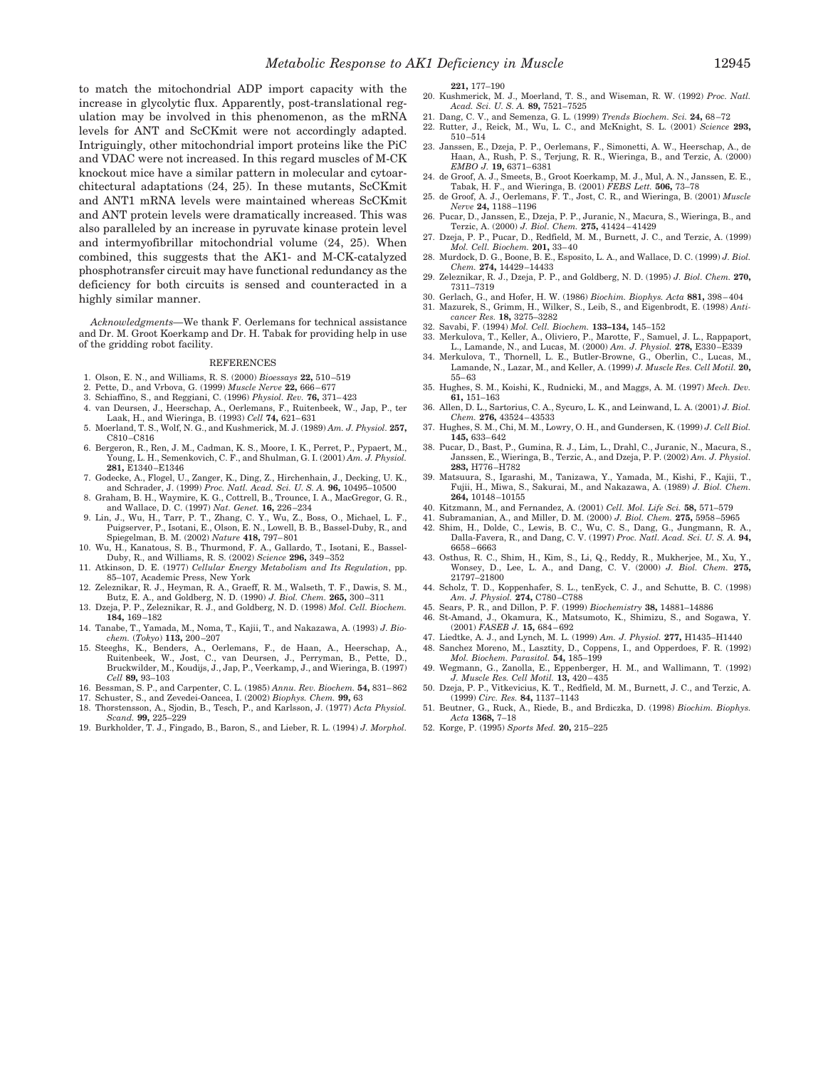to match the mitochondrial ADP import capacity with the increase in glycolytic flux. Apparently, post-translational regulation may be involved in this phenomenon, as the mRNA levels for ANT and ScCKmit were not accordingly adapted. Intriguingly, other mitochondrial import proteins like the PiC and VDAC were not increased. In this regard muscles of M-CK knockout mice have a similar pattern in molecular and cytoarchitectural adaptations (24, 25). In these mutants, ScCKmit and ANT1 mRNA levels were maintained whereas ScCKmit and ANT protein levels were dramatically increased. This was also paralleled by an increase in pyruvate kinase protein level and intermyofibrillar mitochondrial volume (24, 25). When combined, this suggests that the AK1- and M-CK-catalyzed phosphotransfer circuit may have functional redundancy as the deficiency for both circuits is sensed and counteracted in a highly similar manner.

*Acknowledgments*—We thank F. Oerlemans for technical assistance and Dr. M. Groot Koerkamp and Dr. H. Tabak for providing help in use of the gridding robot facility.

## REFERENCES

1. Olson, E. N., and Williams, R. S. (2000) *Bioessays* **22,** 510–519
2. Pette, D., and Vrbova, G. (1999) *Muscle Nerve* **22,** 666–677
3. Schiaffino, S., and Reggiani, C. (1996) *Physiol. Rev.* **76,** 371–423
4. van Deursen, J., Heerschap, A., Oerlemans, F., Ruitenbeek, W., Jap, P., ter Laak, H., and Wieringa, B. (1993) *Cell* **74,** 621–631
5. Moerland, T. S., Wolf, N. G., and Kushmerick, M. J. (1989) *Am. J. Physiol.* **257,** C810–C816
6. Bergeron, R., Ren, J. M., Cadman, K. S., Moore, I. K., Perret, P., Pypaert, M., Young, L. H., Semenkovich, C. F., and Shulman, G. I. (2001) *Am. J. Physiol.* **281,** E1340–E1346
7. Godecke, A., Flogel, U., Zanger, K., Ding, Z., Hirchenhain, J., Decking, U. K., and Schrader, J. (1999) *Proc. Natl. Acad. Sci. U. S. A.* **96,** 10495–10500
8. Graham, B. H., Waymire, K. G., Cottrell, B., Trounce, I. A., MacGregor, G. R., and Wallace, D. C. (1997) *Nat. Genet.* **16,** 226–234
9. Lin, J., Wu, H., Tarr, P. T., Zhang, C. Y., Wu, Z., Boss, O., Michael, L. F., Puigserver, P., Isotani, E., Olson, E. N., Lowell, B. B., Bassel-Duby, R., and Spiegelman, B. M. (2002) *Nature* **418,** 797–801
10. Wu, H., Kanatous, S. B., Thurmond, F. A., Gallardo, T., Isotani, E., Bassel-Duby, R., and Williams, R. S. (2002) *Science* **296,** 349–352
11. Atkinson, D. E. (1977) *Cellular Energy Metabolism and Its Regulation*, pp. 85–107, Academic Press, New York
12. Zeleznikar, R. J., Heyman, R. A., Graeff, R. M., Walseth, T. F., Dawis, S. M., Butz, E. A., and Goldberg, N. D. (1990) *J. Biol. Chem.* **265,** 300–311
13. Dzeja, P. P., Zeleznikar, R. J., and Goldberg, N. D. (1998) *Mol. Cell. Biochem.* **184,** 169–182
14. Tanabe, T., Yamada, M., Noma, T., Kajii, T., and Nakazawa, A. (1993) *J. Biochem. (Tokyo)* **113,** 200–207
15. Steeghs, K., Benders, A., Oerlemans, F., de Haan, A., Heerschap, A., Ruitenbeek, W., Jost, C., van Deursen, J., Perryman, B., Pette, D., Bruckwilder, M., Koudijs, J., Jap, P., Veerkamp, J., and Wieringa, B. (1997) *Cell* **89,** 93–103
16. Bessman, S. P., and Carpenter, C. L. (1985) *Annu. Rev. Biochem.* **54,** 831–862
17. Schuster, S., and Zevedei-Oancea, I. (2002) *Biophys. Chem.* **99,** 63
18. Thorstensson, A., Sjodin, B., Tesch, P., and Karlsson, J. (1977) *Acta Physiol. Scand.* **99,** 225–229
19. Burkholder, T. J., Fingado, B., Baron, S., and Lieber, R. L. (1994) *J. Morphol.* **221,** 177–190
20. Kushmerick, M. J., Moerland, T. S., and Wiseman, R. W. (1992) *Proc. Natl. Acad. Sci. U. S. A.* **89,** 7521–7525
21. Dang, C. V., and Semenza, G. L. (1999) *Trends Biochem. Sci.* **24,** 68–72
22. Rutter, J., Reick, M., Wu, L. C., and McKnight, S. L. (2001) *Science* **293,** 510–514
23. Janssen, E., Dzeja, P. P., Oerlemans, F., Simonetti, A. W., Heerschap, A., de Haan, A., Rush, P. S., Terjung, R. R., Wieringa, B., and Terzic, A. (2000) *EMBO J.* **19,** 6371–6381
24. de Groof, A. J., Smeets, B., Groot Koerkamp, M. J., Mul, A. N., Janssen, E. E., Tabak, H. F., and Wieringa, B. (2001) *FEBS Lett.* **506,** 73–78
25. de Groof, A. J., Oerlemans, F. T., Jost, C. R., and Wieringa, B. (2001) *Muscle Nerve* **24,** 1188–1196
26. Pucar, D., Janssen, E., Dzeja, P. P., Juranic, N., Macura, S., Wieringa, B., and Terzic, A. (2000) *J. Biol. Chem.* **275,** 41424–41429
27. Dzeja, P. P., Pucar, D., Redfield, M. M., Burnett, J. C., and Terzic, A. (1999) *Mol. Cell. Biochem.* **201,** 33–40
28. Murdock, D. G., Boone, B. E., Esposito, L. A., and Wallace, D. C. (1999) *J. Biol. Chem.* **274,** 14429–14433
29. Zeleznikar, R. J., Dzeja, P. P., and Goldberg, N. D. (1995) *J. Biol. Chem.* **270,** 7311–7319
30. Gerlach, G., and Hofer, H. W. (1986) *Biochim. Biophys. Acta* **881,** 398–404
31. Mazurek, S., Grimm, H., Wilker, S., Leib, S., and Eigenbrodt, E. (1998) *Anticancer Res.* **18,** 3275–3282
32. Savabi, F. (1994) *Mol. Cell. Biochem.* **133–134,** 145–152
33. Merkulova, T., Keller, A., Oliviero, P., Marotte, F., Samuel, J. L., Rappaport, L., Lamande, N., and Lucas, M. (2000) *Am. J. Physiol.* **278,** E330–E339
34. Merkulova, T., Thornell, L. E., Butler-Browne, G., Oberlin, C., Lucas, M., Lamande, N., Lazar, M., and Keller, A. (1999) *J. Muscle Res. Cell Motil.* **20,** 55–63
35. Hughes, S. M., Koishi, K., Rudnicki, M., and Maggs, A. M. (1997) *Mech. Dev.* **61,** 151–163
36. Allen, D. L., Sartorius, C. A., Sycuro, L. K., and Leinwand, L. A. (2001) *J. Biol. Chem.* **276,** 43524–43533
37. Hughes, S. M., Chi, M. M., Lowry, O. H., and Gundersen, K. (1999) *J. Cell Biol.* **145,** 633–642
38. Pucar, D., Bast, P., Gumina, R. J., Lim, L., Drahl, C., Juranic, N., Macura, S., Janssen, E., Wieringa, B., Terzic, A., and Dzeja, P. P. (2002) *Am. J. Physiol.* **283,** H776–H782
39. Matsuura, S., Igarashi, M., Tanizawa, Y., Yamada, M., Kishi, F., Kajii, T., Fujii, H., Miwa, S., Sakurai, M., and Nakazawa, A. (1989) *J. Biol. Chem.* **264,** 10148–10155
40. Kitzmann, M., and Fernandez, A. (2001) *Cell. Mol. Life Sci.* **58,** 571–579
41. Subramanian, A., and Miller, D. M. (2000) *J. Biol. Chem.* **275,** 5958–5965
42. Shim, H., Dolde, C., Lewis, B. C., Wu, C. S., Dang, G., Jungmann, R. A., Dalla-Favera, R., and Dang, C. V. (1997) *Proc. Natl. Acad. Sci. U. S. A.* **94,** 6658–6663
43. Osthus, R. C., Shim, H., Kim, S., Li, Q., Reddy, R., Mukherjee, M., Xu, Y., Wonsey, D., Lee, L. A., and Dang, C. V. (2000) *J. Biol. Chem.* **275,** 21797–21800
44. Scholz, T. D., Koppenhafer, S. L., tenEyck, C. J., and Schutte, B. C. (1998) *Am. J. Physiol.* **274,** C780–C788
45. Sears, P. R., and Dillon, P. F. (1999) *Biochemistry* **38,** 14881–14886
46. St-Amand, J., Okamura, K., Matsumoto, K., Shimizu, S., and Sogawa, Y. (2001) *FASEB J.* **15,** 684–692
47. Liedtke, A. J., and Lynch, M. L. (1999) *Am. J. Physiol.* **277,** H1435–H1440
48. Sanchez Moreno, M., Lasztity, D., Coppens, I., and Opperdoes, F. R. (1992) *Mol. Biochem. Parasitol.* **54,** 185–199
49. Wegmann, G., Zanolla, E., Eppenberger, H. M., and Wallimann, T. (1992) *J. Muscle Res. Cell Motil.* **13,** 420–435
50. Dzeja, P. P., Vitkevicius, K. T., Redfield, M. M., Burnett, J. C., and Terzic, A. (1999) *Circ. Res.* **84,** 1137–1143
51. Beutner, G., Ruck, A., Riede, B., and Brdiczka, D. (1998) *Biochim. Biophys. Acta* **1368,** 7–18
52. Korge, P. (1995) *Sports Med.* **20,** 215–225